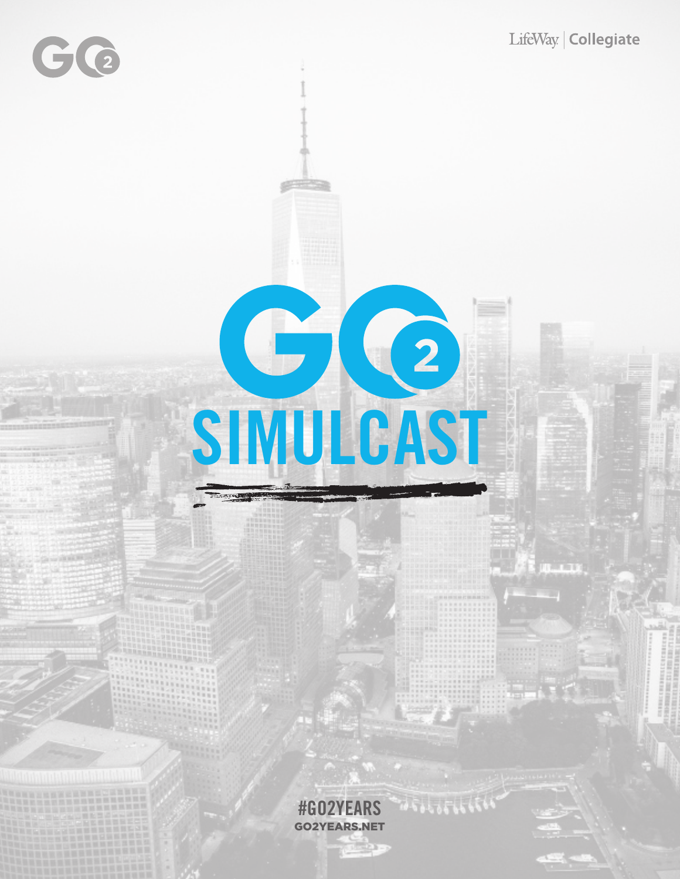GO2

LifeWay | Collegiate

# GO2 SIMULCAST

#GO2YEARS

GO2YEARS.NET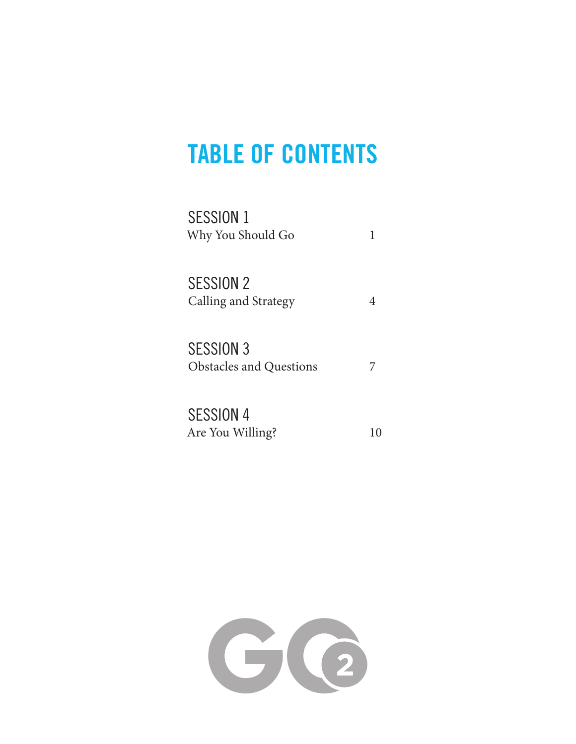# TABLE OF CONTENTS

SESSION 1
Why You Should Go 1

SESSION 2
Calling and Strategy 4

SESSION 3
Obstacles and Questions 7

SESSION 4
Are You Willing? 10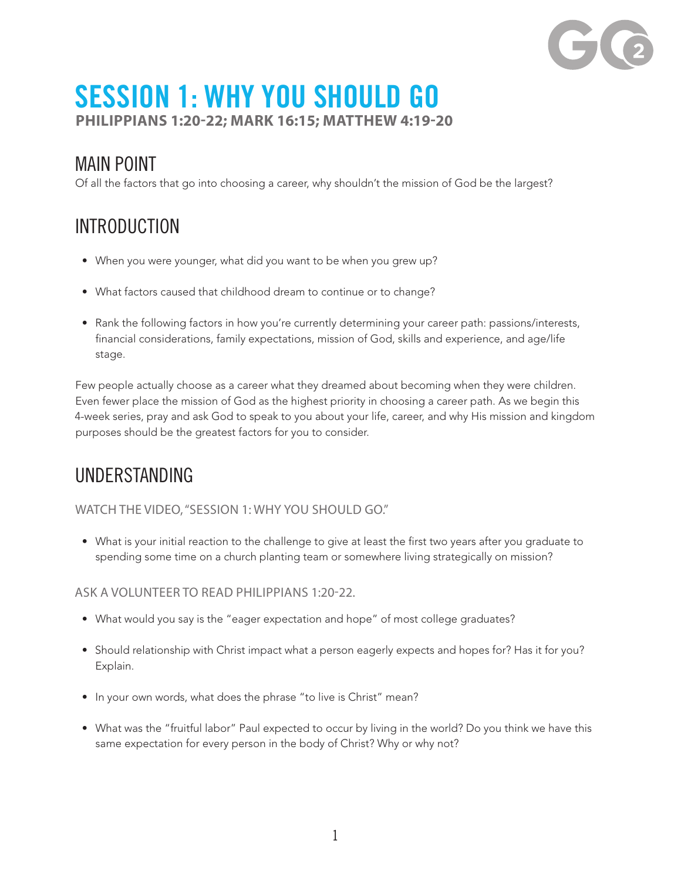# SESSION 1: WHY YOU SHOULD GO

**PHILIPPIANS 1:20-22; MARK 16:15; MATTHEW 4:19-20**

## MAIN POINT

Of all the factors that go into choosing a career, why shouldn't the mission of God be the largest?

## INTRODUCTION

- When you were younger, what did you want to be when you grew up?
- What factors caused that childhood dream to continue or to change?
- Rank the following factors in how you're currently determining your career path: passions/interests, financial considerations, family expectations, mission of God, skills and experience, and age/life stage.

Few people actually choose as a career what they dreamed about becoming when they were children. Even fewer place the mission of God as the highest priority in choosing a career path. As we begin this 4-week series, pray and ask God to speak to you about your life, career, and why His mission and kingdom purposes should be the greatest factors for you to consider.

## UNDERSTANDING

### WATCH THE VIDEO, "SESSION 1: WHY YOU SHOULD GO."

- What is your initial reaction to the challenge to give at least the first two years after you graduate to spending some time on a church planting team or somewhere living strategically on mission?

### ASK A VOLUNTEER TO READ PHILIPPIANS 1:20-22.

- What would you say is the "eager expectation and hope" of most college graduates?
- Should relationship with Christ impact what a person eagerly expects and hopes for? Has it for you? Explain.
- In your own words, what does the phrase "to live is Christ" mean?
- What was the "fruitful labor" Paul expected to occur by living in the world? Do you think we have this same expectation for every person in the body of Christ? Why or why not?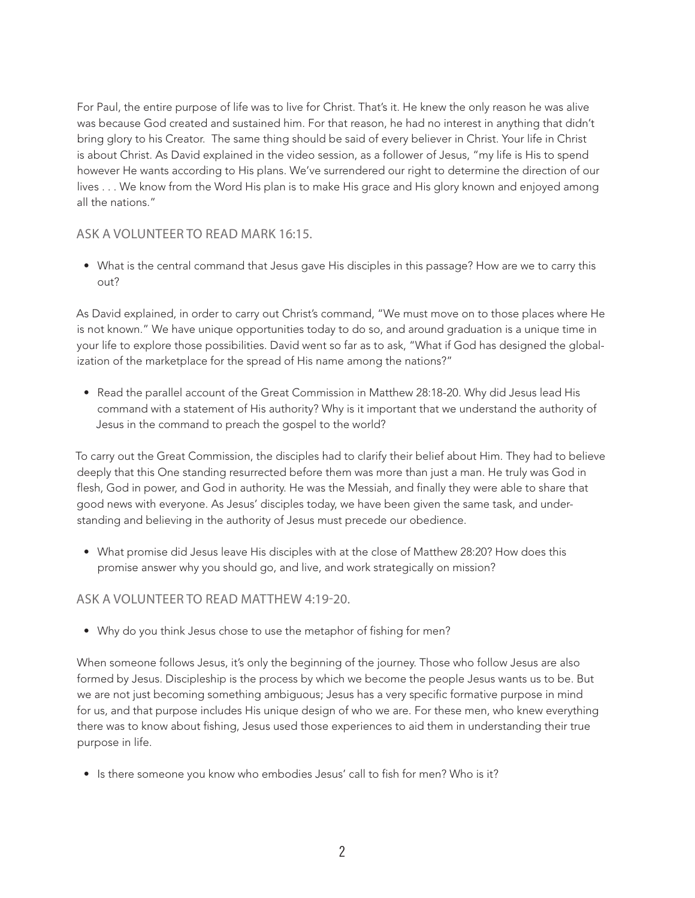For Paul, the entire purpose of life was to live for Christ. That's it. He knew the only reason he was alive was because God created and sustained him. For that reason, he had no interest in anything that didn't bring glory to his Creator. The same thing should be said of every believer in Christ. Your life in Christ is about Christ. As David explained in the video session, as a follower of Jesus, "my life is His to spend however He wants according to His plans. We've surrendered our right to determine the direction of our lives . . . We know from the Word His plan is to make His grace and His glory known and enjoyed among all the nations."

### ASK A VOLUNTEER TO READ MARK 16:15.

- What is the central command that Jesus gave His disciples in this passage? How are we to carry this out?

As David explained, in order to carry out Christ's command, "We must move on to those places where He is not known." We have unique opportunities today to do so, and around graduation is a unique time in your life to explore those possibilities. David went so far as to ask, "What if God has designed the globalization of the marketplace for the spread of His name among the nations?"

- Read the parallel account of the Great Commission in Matthew 28:18-20. Why did Jesus lead His command with a statement of His authority? Why is it important that we understand the authority of Jesus in the command to preach the gospel to the world?

To carry out the Great Commission, the disciples had to clarify their belief about Him. They had to believe deeply that this One standing resurrected before them was more than just a man. He truly was God in flesh, God in power, and God in authority. He was the Messiah, and finally they were able to share that good news with everyone. As Jesus' disciples today, we have been given the same task, and understanding and believing in the authority of Jesus must precede our obedience.

- What promise did Jesus leave His disciples with at the close of Matthew 28:20? How does this promise answer why you should go, and live, and work strategically on mission?

### ASK A VOLUNTEER TO READ MATTHEW 4:19-20.

- Why do you think Jesus chose to use the metaphor of fishing for men?

When someone follows Jesus, it's only the beginning of the journey. Those who follow Jesus are also formed by Jesus. Discipleship is the process by which we become the people Jesus wants us to be. But we are not just becoming something ambiguous; Jesus has a very specific formative purpose in mind for us, and that purpose includes His unique design of who we are. For these men, who knew everything there was to know about fishing, Jesus used those experiences to aid them in understanding their true purpose in life.

- Is there someone you know who embodies Jesus' call to fish for men? Who is it?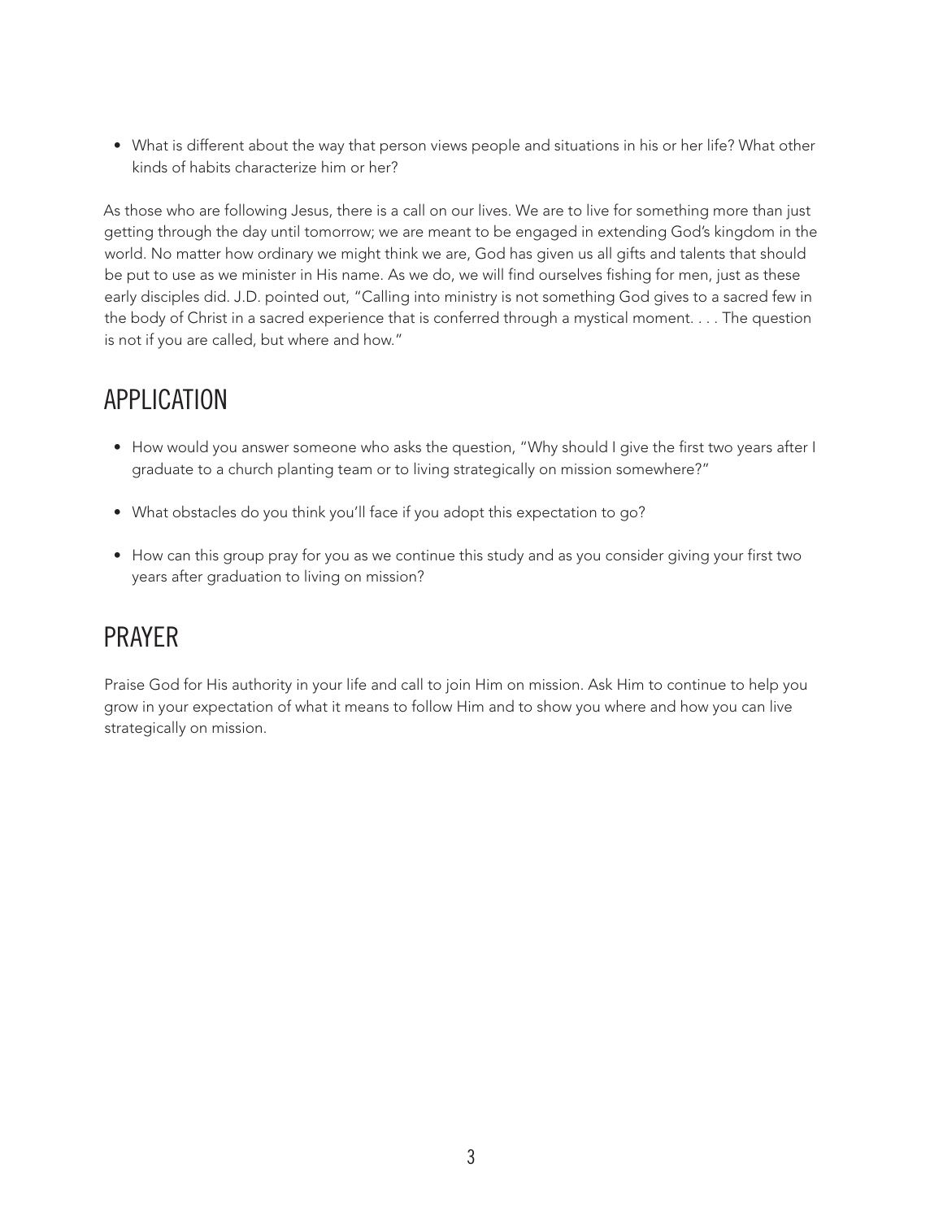- What is different about the way that person views people and situations in his or her life? What other kinds of habits characterize him or her?

As those who are following Jesus, there is a call on our lives. We are to live for something more than just getting through the day until tomorrow; we are meant to be engaged in extending God's kingdom in the world. No matter how ordinary we might think we are, God has given us all gifts and talents that should be put to use as we minister in His name. As we do, we will find ourselves fishing for men, just as these early disciples did. J.D. pointed out, "Calling into ministry is not something God gives to a sacred few in the body of Christ in a sacred experience that is conferred through a mystical moment. . . . The question is not if you are called, but where and how."

## APPLICATION

- How would you answer someone who asks the question, "Why should I give the first two years after I graduate to a church planting team or to living strategically on mission somewhere?"
- What obstacles do you think you'll face if you adopt this expectation to go?
- How can this group pray for you as we continue this study and as you consider giving your first two years after graduation to living on mission?

## PRAYER

Praise God for His authority in your life and call to join Him on mission. Ask Him to continue to help you grow in your expectation of what it means to follow Him and to show you where and how you can live strategically on mission.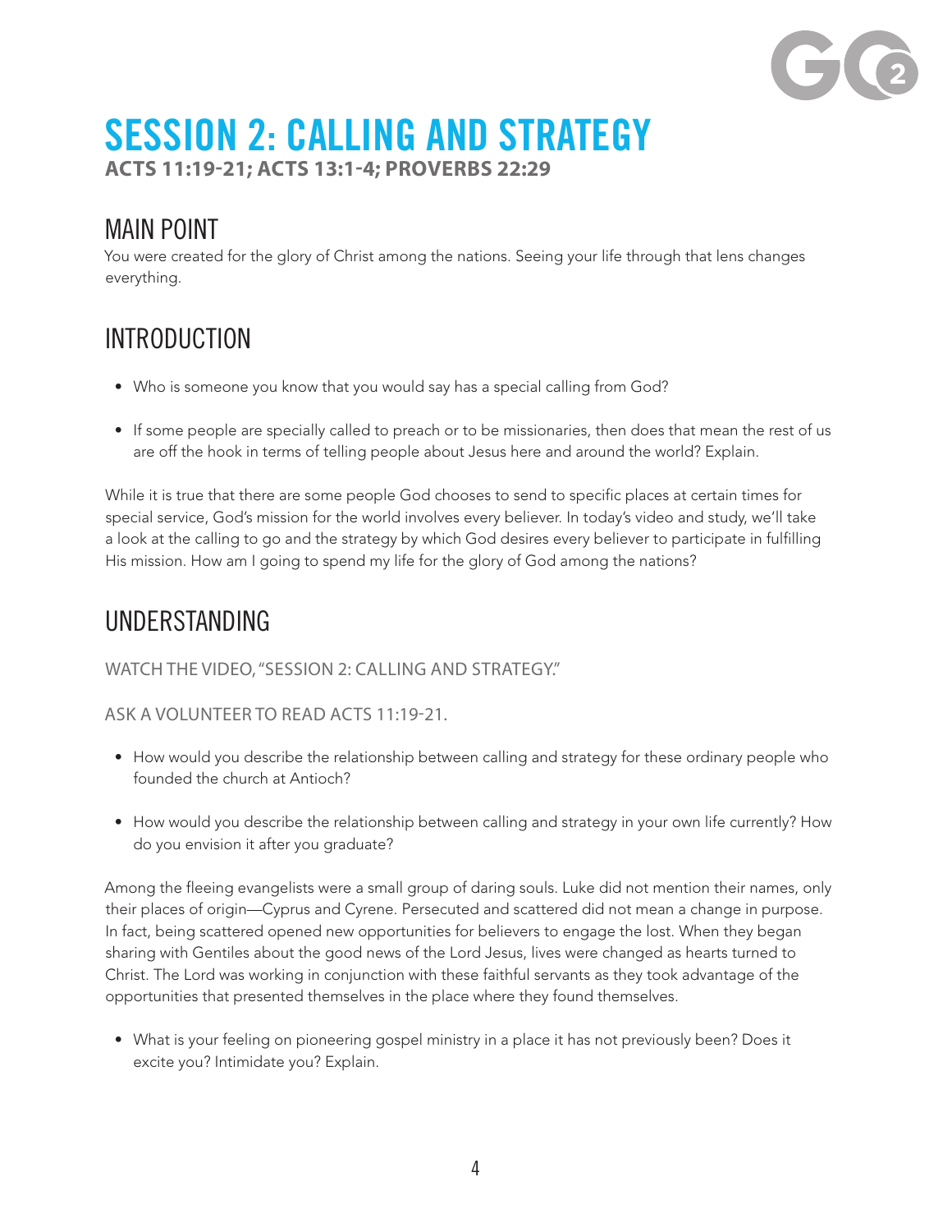# SESSION 2: CALLING AND STRATEGY

**ACTS 11:19-21; ACTS 13:1-4; PROVERBS 22:29**

## MAIN POINT

You were created for the glory of Christ among the nations. Seeing your life through that lens changes everything.

## INTRODUCTION

- Who is someone you know that you would say has a special calling from God?
- If some people are specially called to preach or to be missionaries, then does that mean the rest of us are off the hook in terms of telling people about Jesus here and around the world? Explain.

While it is true that there are some people God chooses to send to specific places at certain times for special service, God's mission for the world involves every believer. In today's video and study, we'll take a look at the calling to go and the strategy by which God desires every believer to participate in fulfilling His mission. How am I going to spend my life for the glory of God among the nations?

## UNDERSTANDING

WATCH THE VIDEO, "SESSION 2: CALLING AND STRATEGY."

ASK A VOLUNTEER TO READ ACTS 11:19-21.

- How would you describe the relationship between calling and strategy for these ordinary people who founded the church at Antioch?
- How would you describe the relationship between calling and strategy in your own life currently? How do you envision it after you graduate?

Among the fleeing evangelists were a small group of daring souls. Luke did not mention their names, only their places of origin—Cyprus and Cyrene. Persecuted and scattered did not mean a change in purpose. In fact, being scattered opened new opportunities for believers to engage the lost. When they began sharing with Gentiles about the good news of the Lord Jesus, lives were changed as hearts turned to Christ. The Lord was working in conjunction with these faithful servants as they took advantage of the opportunities that presented themselves in the place where they found themselves.

- What is your feeling on pioneering gospel ministry in a place it has not previously been? Does it excite you? Intimidate you? Explain.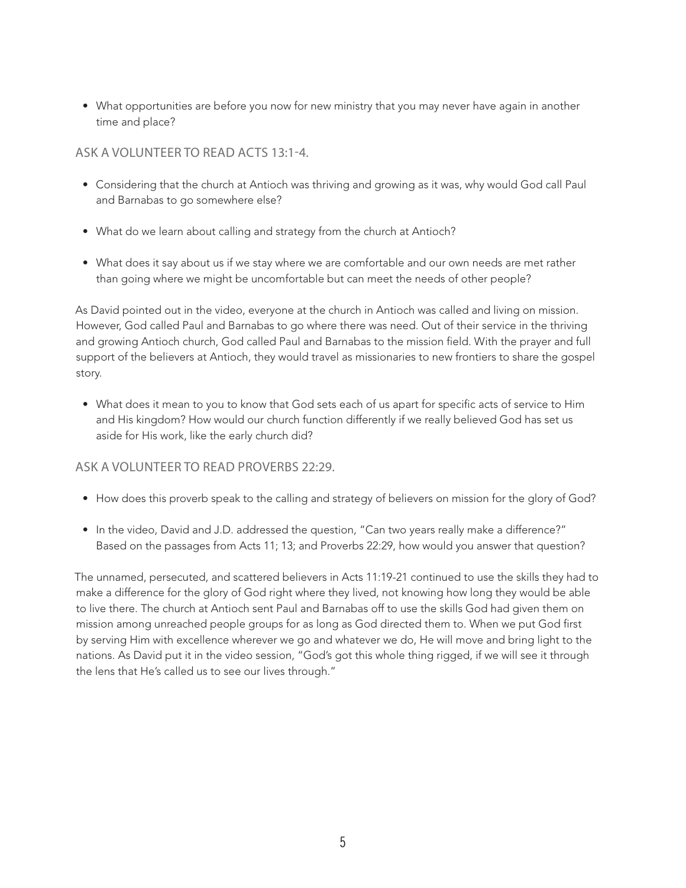- What opportunities are before you now for new ministry that you may never have again in another time and place?

### ASK A VOLUNTEER TO READ ACTS 13:1-4.

- Considering that the church at Antioch was thriving and growing as it was, why would God call Paul and Barnabas to go somewhere else?
- What do we learn about calling and strategy from the church at Antioch?
- What does it say about us if we stay where we are comfortable and our own needs are met rather than going where we might be uncomfortable but can meet the needs of other people?

As David pointed out in the video, everyone at the church in Antioch was called and living on mission. However, God called Paul and Barnabas to go where there was need. Out of their service in the thriving and growing Antioch church, God called Paul and Barnabas to the mission field. With the prayer and full support of the believers at Antioch, they would travel as missionaries to new frontiers to share the gospel story.

- What does it mean to you to know that God sets each of us apart for specific acts of service to Him and His kingdom? How would our church function differently if we really believed God has set us aside for His work, like the early church did?

### ASK A VOLUNTEER TO READ PROVERBS 22:29.

- How does this proverb speak to the calling and strategy of believers on mission for the glory of God?
- In the video, David and J.D. addressed the question, "Can two years really make a difference?" Based on the passages from Acts 11; 13; and Proverbs 22:29, how would you answer that question?

The unnamed, persecuted, and scattered believers in Acts 11:19-21 continued to use the skills they had to make a difference for the glory of God right where they lived, not knowing how long they would be able to live there. The church at Antioch sent Paul and Barnabas off to use the skills God had given them on mission among unreached people groups for as long as God directed them to. When we put God first by serving Him with excellence wherever we go and whatever we do, He will move and bring light to the nations. As David put it in the video session, "God's got this whole thing rigged, if we will see it through the lens that He's called us to see our lives through."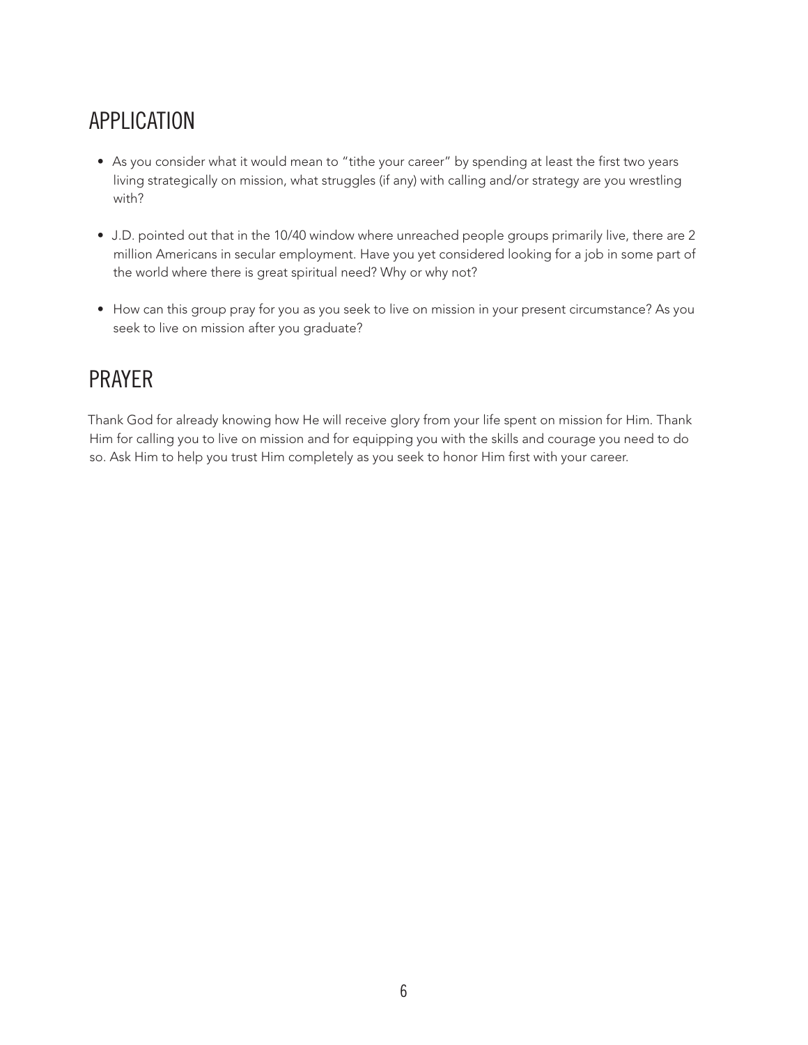## APPLICATION

- As you consider what it would mean to "tithe your career" by spending at least the first two years living strategically on mission, what struggles (if any) with calling and/or strategy are you wrestling with?
- J.D. pointed out that in the 10/40 window where unreached people groups primarily live, there are 2 million Americans in secular employment. Have you yet considered looking for a job in some part of the world where there is great spiritual need? Why or why not?
- How can this group pray for you as you seek to live on mission in your present circumstance? As you seek to live on mission after you graduate?

## PRAYER

Thank God for already knowing how He will receive glory from your life spent on mission for Him. Thank Him for calling you to live on mission and for equipping you with the skills and courage you need to do so. Ask Him to help you trust Him completely as you seek to honor Him first with your career.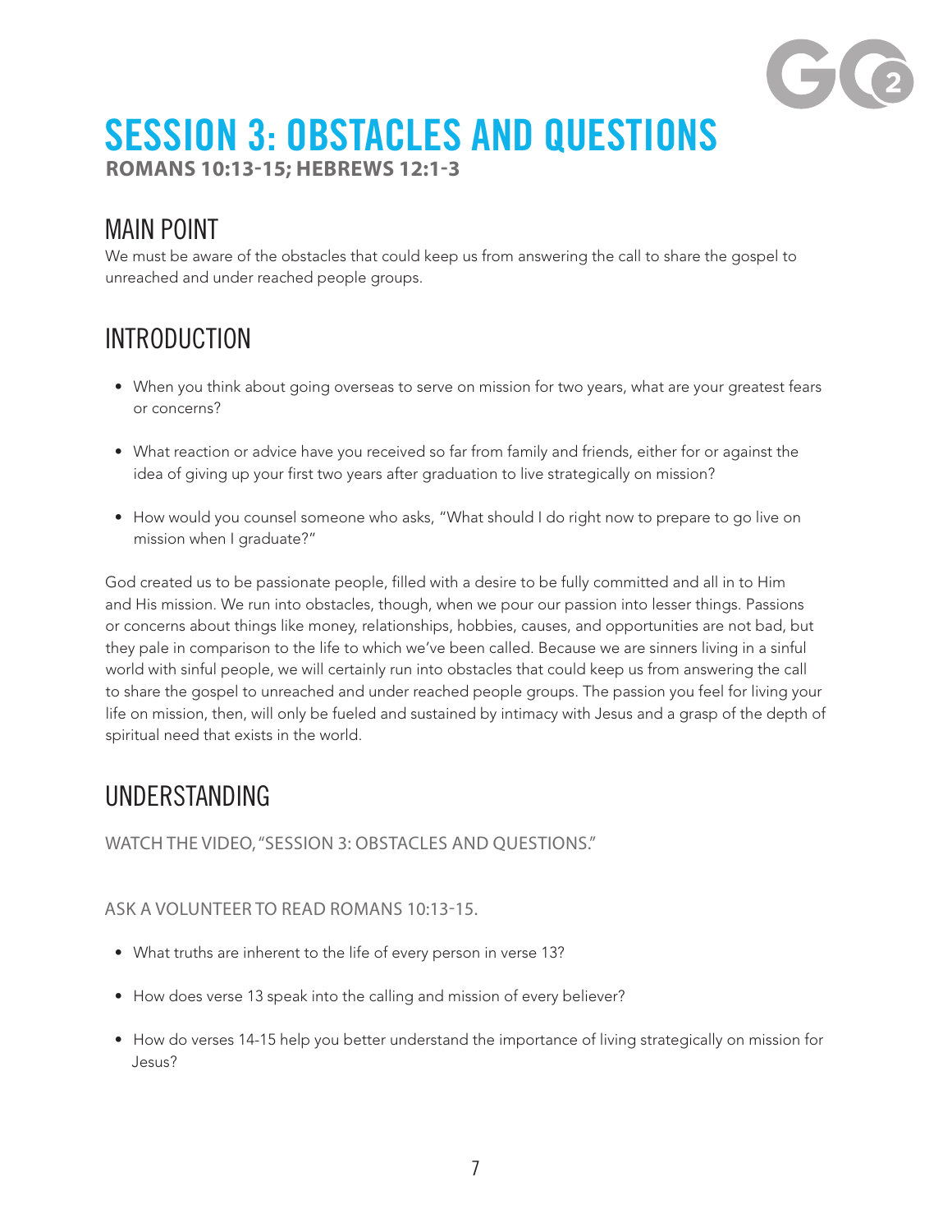# SESSION 3: OBSTACLES AND QUESTIONS

**ROMANS 10:13-15; HEBREWS 12:1-3**

## MAIN POINT

We must be aware of the obstacles that could keep us from answering the call to share the gospel to unreached and under reached people groups.

## INTRODUCTION

- When you think about going overseas to serve on mission for two years, what are your greatest fears or concerns?
- What reaction or advice have you received so far from family and friends, either for or against the idea of giving up your first two years after graduation to live strategically on mission?
- How would you counsel someone who asks, "What should I do right now to prepare to go live on mission when I graduate?"

God created us to be passionate people, filled with a desire to be fully committed and all in to Him and His mission. We run into obstacles, though, when we pour our passion into lesser things. Passions or concerns about things like money, relationships, hobbies, causes, and opportunities are not bad, but they pale in comparison to the life to which we've been called. Because we are sinners living in a sinful world with sinful people, we will certainly run into obstacles that could keep us from answering the call to share the gospel to unreached and under reached people groups. The passion you feel for living your life on mission, then, will only be fueled and sustained by intimacy with Jesus and a grasp of the depth of spiritual need that exists in the world.

## UNDERSTANDING

WATCH THE VIDEO, "SESSION 3: OBSTACLES AND QUESTIONS."

ASK A VOLUNTEER TO READ ROMANS 10:13-15.

- What truths are inherent to the life of every person in verse 13?
- How does verse 13 speak into the calling and mission of every believer?
- How do verses 14-15 help you better understand the importance of living strategically on mission for Jesus?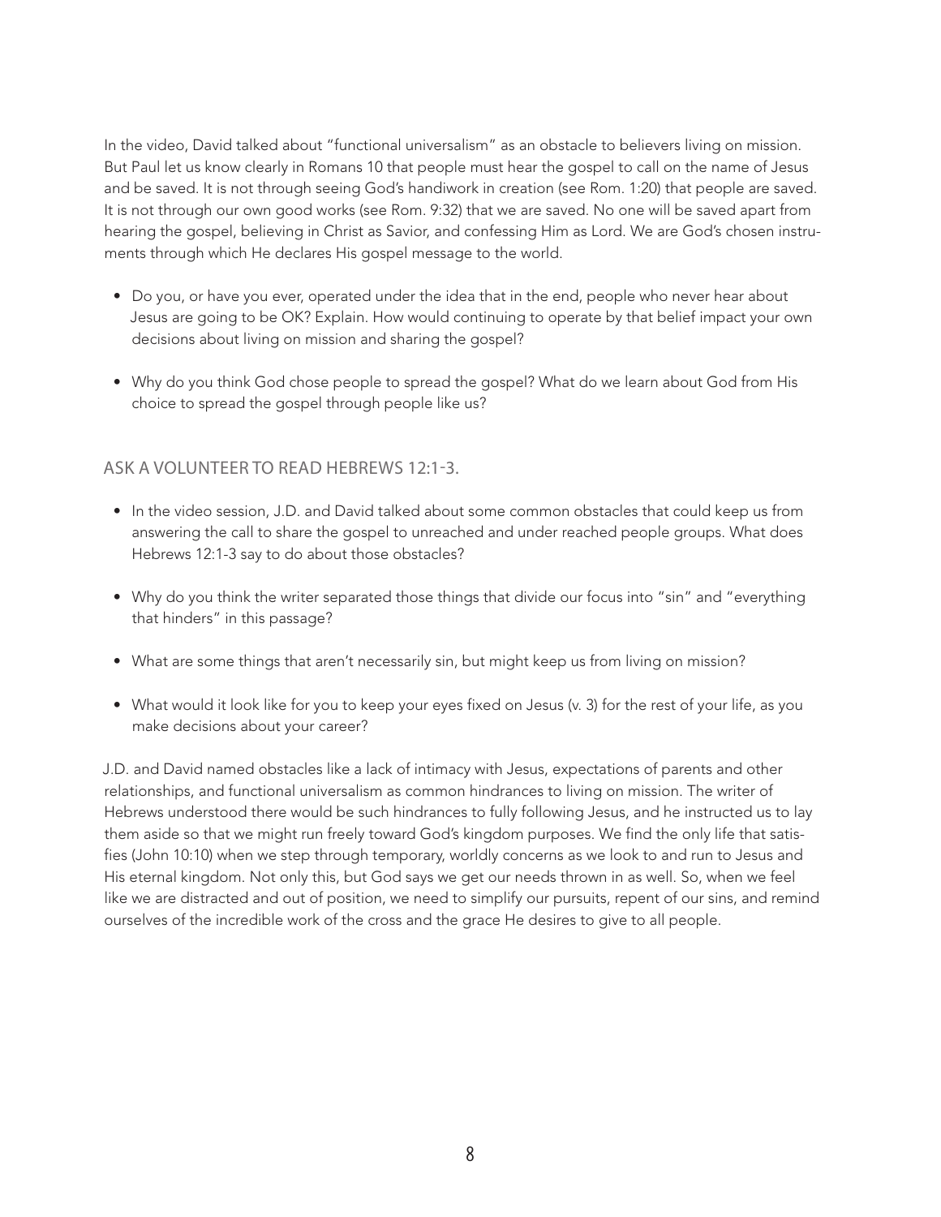In the video, David talked about "functional universalism" as an obstacle to believers living on mission. But Paul let us know clearly in Romans 10 that people must hear the gospel to call on the name of Jesus and be saved. It is not through seeing God's handiwork in creation (see Rom. 1:20) that people are saved. It is not through our own good works (see Rom. 9:32) that we are saved. No one will be saved apart from hearing the gospel, believing in Christ as Savior, and confessing Him as Lord. We are God's chosen instruments through which He declares His gospel message to the world.

- Do you, or have you ever, operated under the idea that in the end, people who never hear about Jesus are going to be OK? Explain. How would continuing to operate by that belief impact your own decisions about living on mission and sharing the gospel?
- Why do you think God chose people to spread the gospel? What do we learn about God from His choice to spread the gospel through people like us?

## ASK A VOLUNTEER TO READ HEBREWS 12:1-3.

- In the video session, J.D. and David talked about some common obstacles that could keep us from answering the call to share the gospel to unreached and under reached people groups. What does Hebrews 12:1-3 say to do about those obstacles?
- Why do you think the writer separated those things that divide our focus into "sin" and "everything that hinders" in this passage?
- What are some things that aren't necessarily sin, but might keep us from living on mission?
- What would it look like for you to keep your eyes fixed on Jesus (v. 3) for the rest of your life, as you make decisions about your career?

J.D. and David named obstacles like a lack of intimacy with Jesus, expectations of parents and other relationships, and functional universalism as common hindrances to living on mission. The writer of Hebrews understood there would be such hindrances to fully following Jesus, and he instructed us to lay them aside so that we might run freely toward God's kingdom purposes. We find the only life that satisfies (John 10:10) when we step through temporary, worldly concerns as we look to and run to Jesus and His eternal kingdom. Not only this, but God says we get our needs thrown in as well. So, when we feel like we are distracted and out of position, we need to simplify our pursuits, repent of our sins, and remind ourselves of the incredible work of the cross and the grace He desires to give to all people.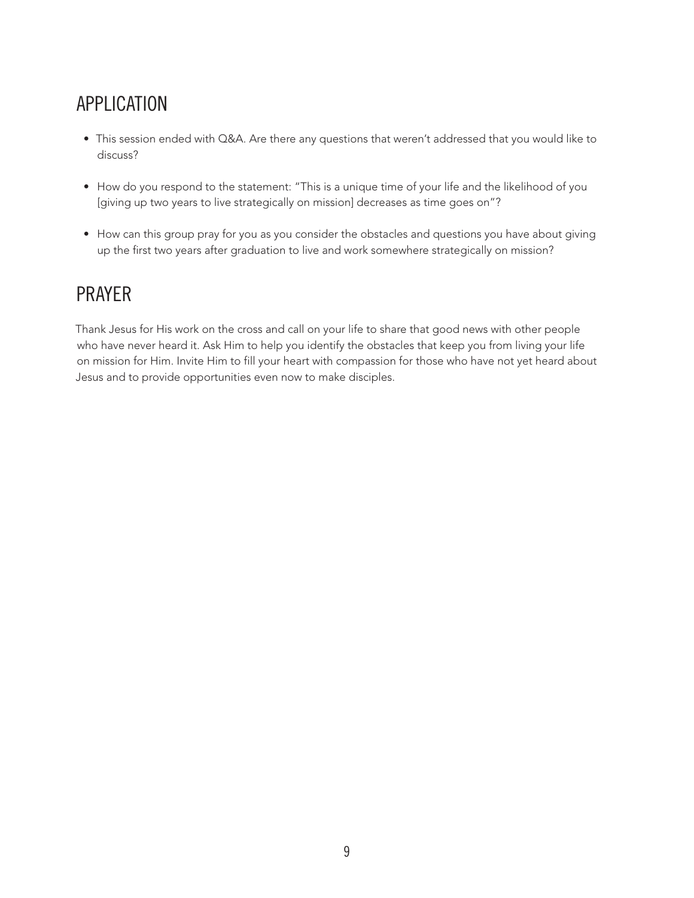## APPLICATION

- This session ended with Q&A. Are there any questions that weren't addressed that you would like to discuss?
- How do you respond to the statement: "This is a unique time of your life and the likelihood of you [giving up two years to live strategically on mission] decreases as time goes on"?
- How can this group pray for you as you consider the obstacles and questions you have about giving up the first two years after graduation to live and work somewhere strategically on mission?

## PRAYER

Thank Jesus for His work on the cross and call on your life to share that good news with other people who have never heard it. Ask Him to help you identify the obstacles that keep you from living your life on mission for Him. Invite Him to fill your heart with compassion for those who have not yet heard about Jesus and to provide opportunities even now to make disciples.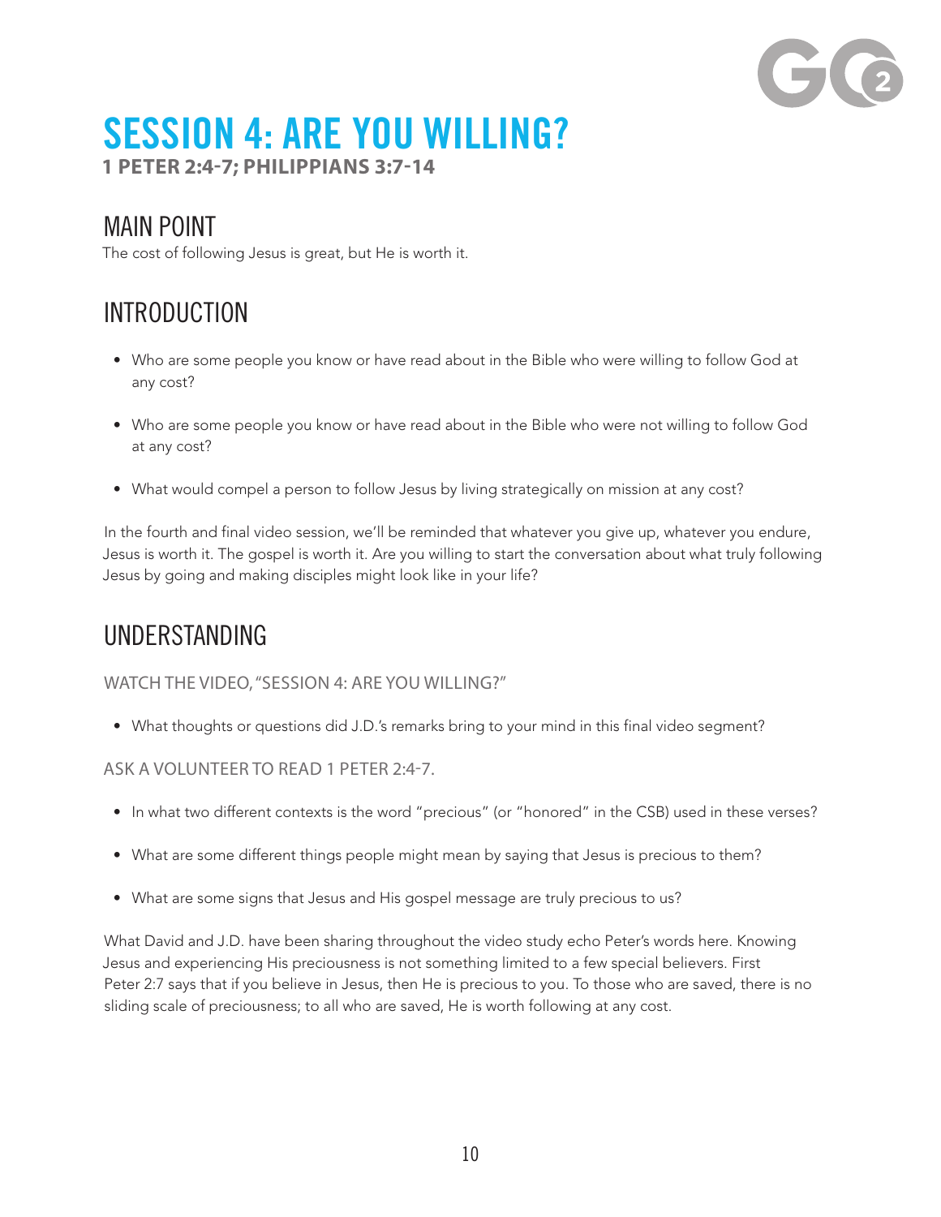# SESSION 4: ARE YOU WILLING?

**1 PETER 2:4-7; PHILIPPIANS 3:7-14**

## MAIN POINT

The cost of following Jesus is great, but He is worth it.

## INTRODUCTION

- Who are some people you know or have read about in the Bible who were willing to follow God at any cost?
- Who are some people you know or have read about in the Bible who were not willing to follow God at any cost?
- What would compel a person to follow Jesus by living strategically on mission at any cost?

In the fourth and final video session, we'll be reminded that whatever you give up, whatever you endure, Jesus is worth it. The gospel is worth it. Are you willing to start the conversation about what truly following Jesus by going and making disciples might look like in your life?

## UNDERSTANDING

### WATCH THE VIDEO, "SESSION 4: ARE YOU WILLING?"

- What thoughts or questions did J.D.'s remarks bring to your mind in this final video segment?

### ASK A VOLUNTEER TO READ 1 PETER 2:4-7.

- In what two different contexts is the word "precious" (or "honored" in the CSB) used in these verses?
- What are some different things people might mean by saying that Jesus is precious to them?
- What are some signs that Jesus and His gospel message are truly precious to us?

What David and J.D. have been sharing throughout the video study echo Peter's words here. Knowing Jesus and experiencing His preciousness is not something limited to a few special believers. First Peter 2:7 says that if you believe in Jesus, then He is precious to you. To those who are saved, there is no sliding scale of preciousness; to all who are saved, He is worth following at any cost.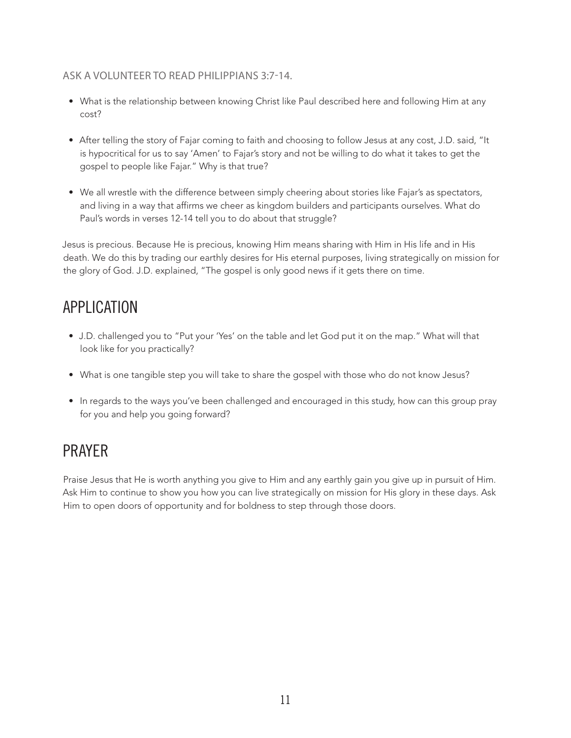ASK A VOLUNTEER TO READ PHILIPPIANS 3:7-14.

- What is the relationship between knowing Christ like Paul described here and following Him at any cost?
- After telling the story of Fajar coming to faith and choosing to follow Jesus at any cost, J.D. said, "It is hypocritical for us to say 'Amen' to Fajar's story and not be willing to do what it takes to get the gospel to people like Fajar." Why is that true?
- We all wrestle with the difference between simply cheering about stories like Fajar's as spectators, and living in a way that affirms we cheer as kingdom builders and participants ourselves. What do Paul's words in verses 12-14 tell you to do about that struggle?

Jesus is precious. Because He is precious, knowing Him means sharing with Him in His life and in His death. We do this by trading our earthly desires for His eternal purposes, living strategically on mission for the glory of God. J.D. explained, "The gospel is only good news if it gets there on time.

# APPLICATION

- J.D. challenged you to "Put your 'Yes' on the table and let God put it on the map." What will that look like for you practically?
- What is one tangible step you will take to share the gospel with those who do not know Jesus?
- In regards to the ways you've been challenged and encouraged in this study, how can this group pray for you and help you going forward?

# PRAYER

Praise Jesus that He is worth anything you give to Him and any earthly gain you give up in pursuit of Him. Ask Him to continue to show you how you can live strategically on mission for His glory in these days. Ask Him to open doors of opportunity and for boldness to step through those doors.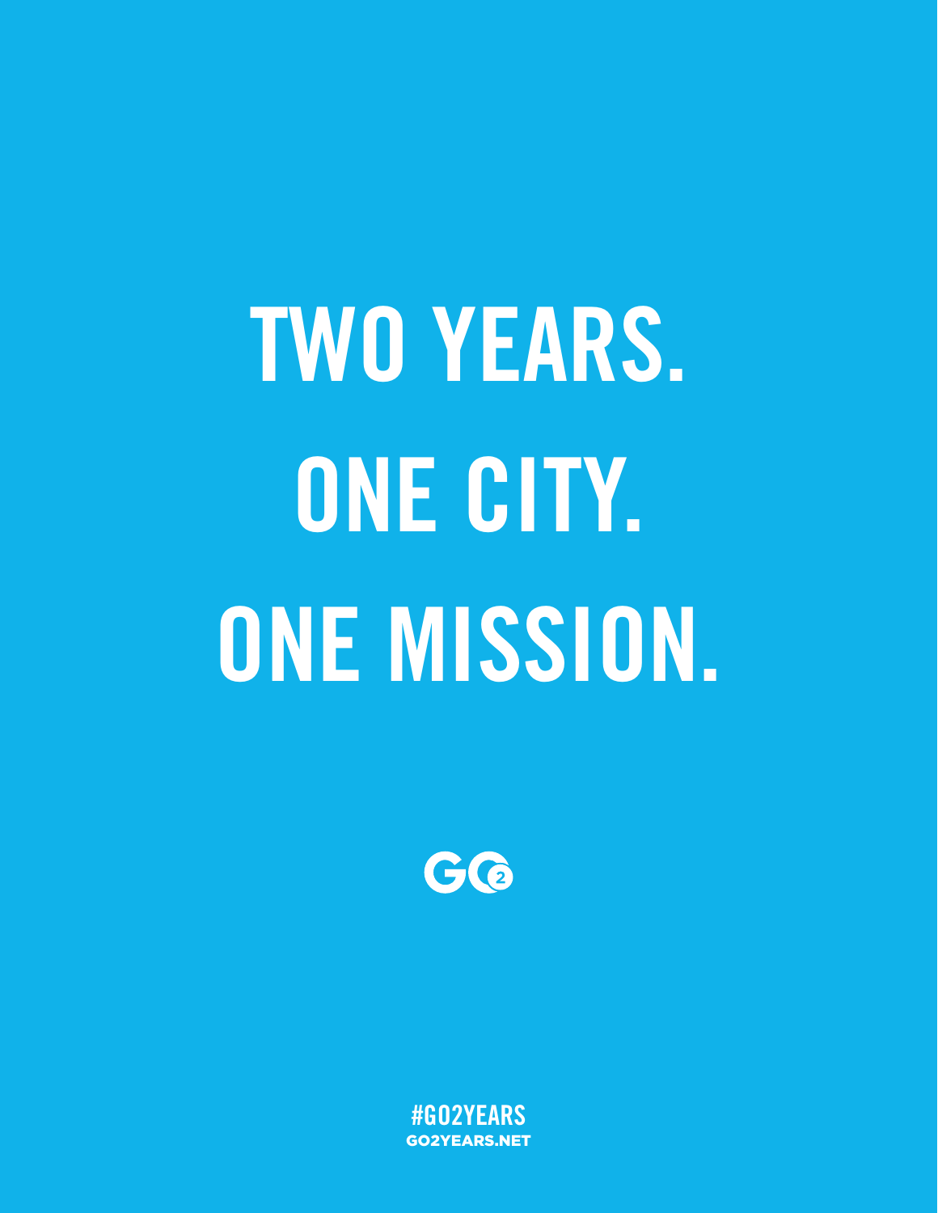# TWO YEARS.
# ONE CITY.
# ONE MISSION.

GO2

#GO2YEARS
GO2YEARS.NET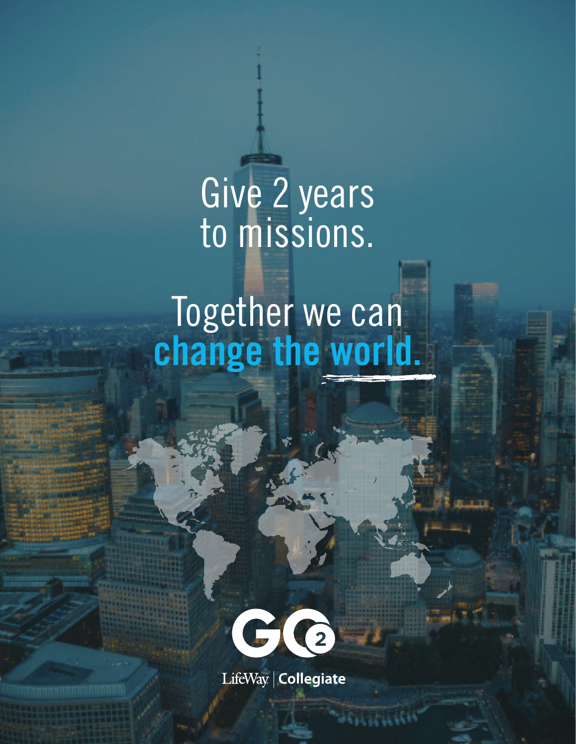Give 2 years
to missions.

Together we can
**change the world.**

GO2

LifeWay | Collegiate